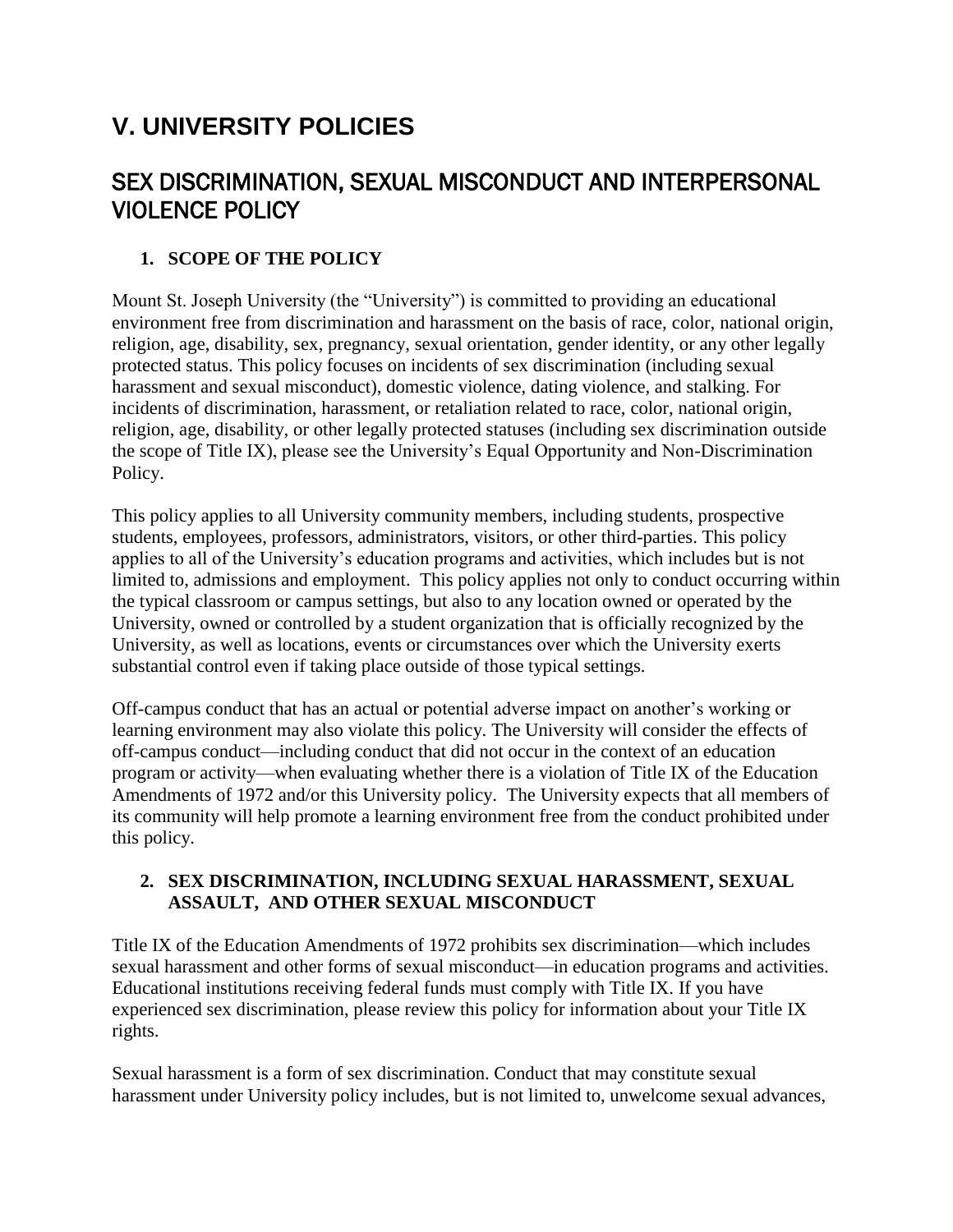# V. UNIVERSITY POLICIES

## SEX DISCRIMINATION, SEXUAL MISCONDUCT AND INTERPERSONAL VIOLENCE POLICY

### 1. SCOPE OF THE POLICY

Mount St. Joseph University (the "University") is committed to providing an educational environment free from discrimination and harassment on the basis of race, color, national origin, religion, age, disability, sex, pregnancy, sexual orientation, gender identity, or any other legally protected status. This policy focuses on incidents of sex discrimination (including sexual harassment and sexual misconduct), domestic violence, dating violence, and stalking. For incidents of discrimination, harassment, or retaliation related to race, color, national origin, religion, age, disability, or other legally protected statuses (including sex discrimination outside the scope of Title IX), please see the University's Equal Opportunity and Non-Discrimination Policy.

This policy applies to all University community members, including students, prospective students, employees, professors, administrators, visitors, or other third-parties. This policy applies to all of the University's education programs and activities, which includes but is not limited to, admissions and employment. This policy applies not only to conduct occurring within the typical classroom or campus settings, but also to any location owned or operated by the University, owned or controlled by a student organization that is officially recognized by the University, as well as locations, events or circumstances over which the University exerts substantial control even if taking place outside of those typical settings.

Off-campus conduct that has an actual or potential adverse impact on another's working or learning environment may also violate this policy. The University will consider the effects of off-campus conduct—including conduct that did not occur in the context of an education program or activity—when evaluating whether there is a violation of Title IX of the Education Amendments of 1972 and/or this University policy. The University expects that all members of its community will help promote a learning environment free from the conduct prohibited under this policy.

### 2. SEX DISCRIMINATION, INCLUDING SEXUAL HARASSMENT, SEXUAL ASSAULT, AND OTHER SEXUAL MISCONDUCT

Title IX of the Education Amendments of 1972 prohibits sex discrimination—which includes sexual harassment and other forms of sexual misconduct—in education programs and activities. Educational institutions receiving federal funds must comply with Title IX. If you have experienced sex discrimination, please review this policy for information about your Title IX rights.

Sexual harassment is a form of sex discrimination. Conduct that may constitute sexual harassment under University policy includes, but is not limited to, unwelcome sexual advances,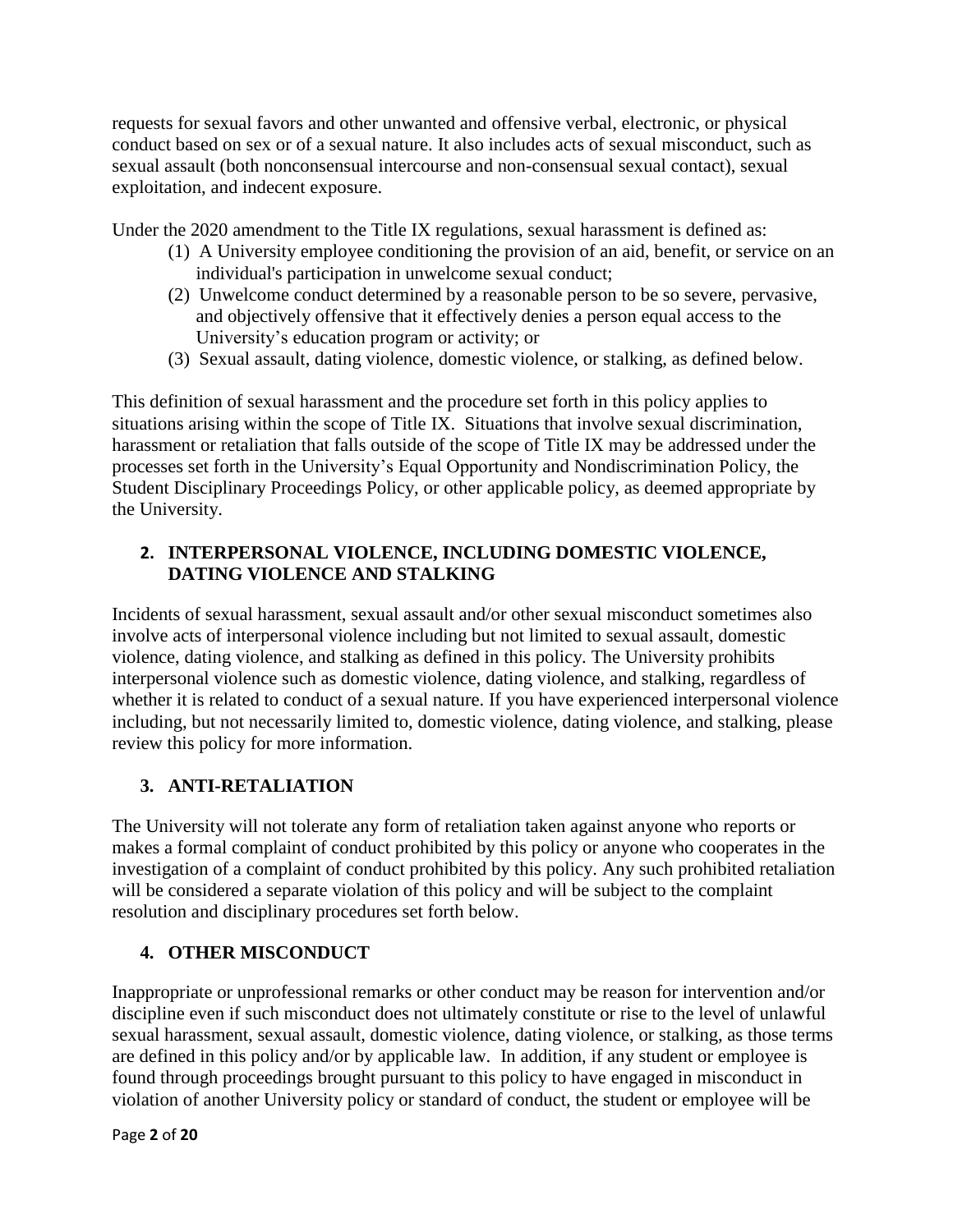requests for sexual favors and other unwanted and offensive verbal, electronic, or physical conduct based on sex or of a sexual nature. It also includes acts of sexual misconduct, such as sexual assault (both nonconsensual intercourse and non-consensual sexual contact), sexual exploitation, and indecent exposure.

Under the 2020 amendment to the Title IX regulations, sexual harassment is defined as:

(1) A University employee conditioning the provision of an aid, benefit, or service on an individual's participation in unwelcome sexual conduct;

(2) Unwelcome conduct determined by a reasonable person to be so severe, pervasive, and objectively offensive that it effectively denies a person equal access to the University's education program or activity; or

(3) Sexual assault, dating violence, domestic violence, or stalking, as defined below.

This definition of sexual harassment and the procedure set forth in this policy applies to situations arising within the scope of Title IX. Situations that involve sexual discrimination, harassment or retaliation that falls outside of the scope of Title IX may be addressed under the processes set forth in the University's Equal Opportunity and Nondiscrimination Policy, the Student Disciplinary Proceedings Policy, or other applicable policy, as deemed appropriate by the University.

## 2. INTERPERSONAL VIOLENCE, INCLUDING DOMESTIC VIOLENCE, DATING VIOLENCE AND STALKING

Incidents of sexual harassment, sexual assault and/or other sexual misconduct sometimes also involve acts of interpersonal violence including but not limited to sexual assault, domestic violence, dating violence, and stalking as defined in this policy. The University prohibits interpersonal violence such as domestic violence, dating violence, and stalking, regardless of whether it is related to conduct of a sexual nature. If you have experienced interpersonal violence including, but not necessarily limited to, domestic violence, dating violence, and stalking, please review this policy for more information.

## 3. ANTI-RETALIATION

The University will not tolerate any form of retaliation taken against anyone who reports or makes a formal complaint of conduct prohibited by this policy or anyone who cooperates in the investigation of a complaint of conduct prohibited by this policy. Any such prohibited retaliation will be considered a separate violation of this policy and will be subject to the complaint resolution and disciplinary procedures set forth below.

## 4. OTHER MISCONDUCT

Inappropriate or unprofessional remarks or other conduct may be reason for intervention and/or discipline even if such misconduct does not ultimately constitute or rise to the level of unlawful sexual harassment, sexual assault, domestic violence, dating violence, or stalking, as those terms are defined in this policy and/or by applicable law. In addition, if any student or employee is found through proceedings brought pursuant to this policy to have engaged in misconduct in violation of another University policy or standard of conduct, the student or employee will be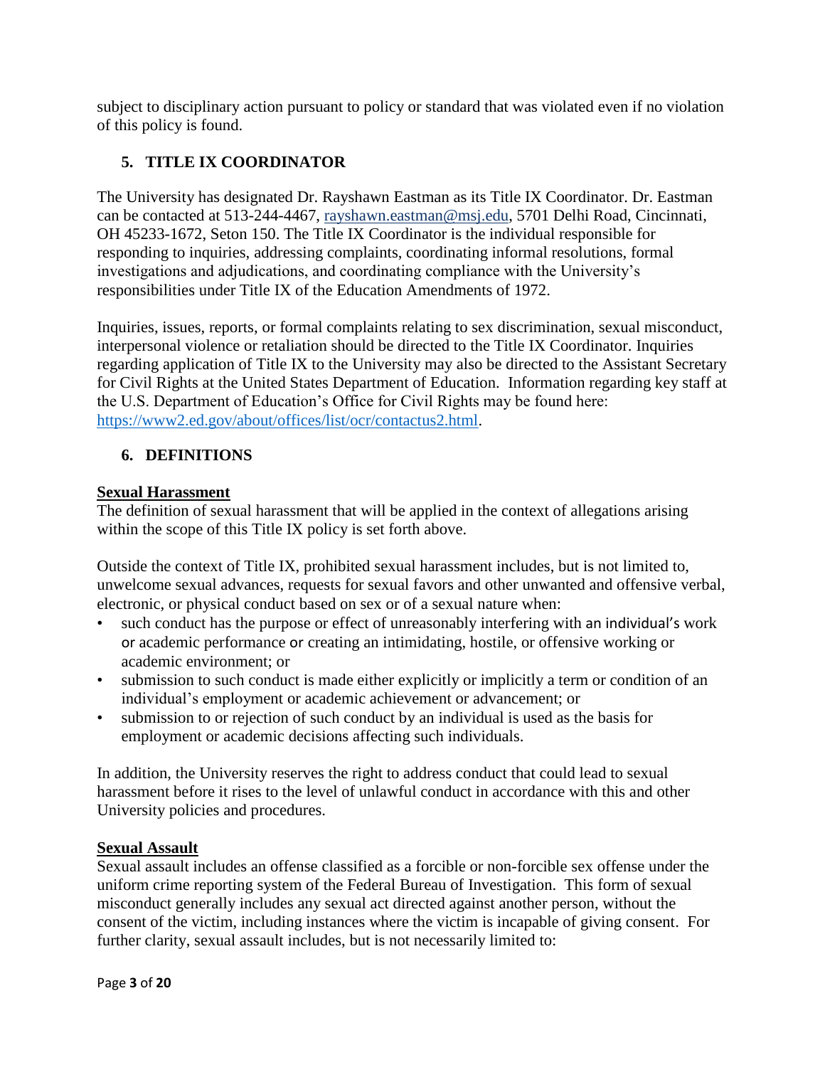subject to disciplinary action pursuant to policy or standard that was violated even if no violation of this policy is found.

## 5. TITLE IX COORDINATOR

The University has designated Dr. Rayshawn Eastman as its Title IX Coordinator. Dr. Eastman can be contacted at 513-244-4467, rayshawn.eastman@msj.edu, 5701 Delhi Road, Cincinnati, OH 45233-1672, Seton 150. The Title IX Coordinator is the individual responsible for responding to inquiries, addressing complaints, coordinating informal resolutions, formal investigations and adjudications, and coordinating compliance with the University's responsibilities under Title IX of the Education Amendments of 1972.

Inquiries, issues, reports, or formal complaints relating to sex discrimination, sexual misconduct, interpersonal violence or retaliation should be directed to the Title IX Coordinator. Inquiries regarding application of Title IX to the University may also be directed to the Assistant Secretary for Civil Rights at the United States Department of Education. Information regarding key staff at the U.S. Department of Education's Office for Civil Rights may be found here: https://www2.ed.gov/about/offices/list/ocr/contactus2.html.

## 6. DEFINITIONS

**Sexual Harassment**

The definition of sexual harassment that will be applied in the context of allegations arising within the scope of this Title IX policy is set forth above.

Outside the context of Title IX, prohibited sexual harassment includes, but is not limited to, unwelcome sexual advances, requests for sexual favors and other unwanted and offensive verbal, electronic, or physical conduct based on sex or of a sexual nature when:

- such conduct has the purpose or effect of unreasonably interfering with an individual's work or academic performance or creating an intimidating, hostile, or offensive working or academic environment; or
- submission to such conduct is made either explicitly or implicitly a term or condition of an individual's employment or academic achievement or advancement; or
- submission to or rejection of such conduct by an individual is used as the basis for employment or academic decisions affecting such individuals.

In addition, the University reserves the right to address conduct that could lead to sexual harassment before it rises to the level of unlawful conduct in accordance with this and other University policies and procedures.

**Sexual Assault**

Sexual assault includes an offense classified as a forcible or non-forcible sex offense under the uniform crime reporting system of the Federal Bureau of Investigation. This form of sexual misconduct generally includes any sexual act directed against another person, without the consent of the victim, including instances where the victim is incapable of giving consent. For further clarity, sexual assault includes, but is not necessarily limited to: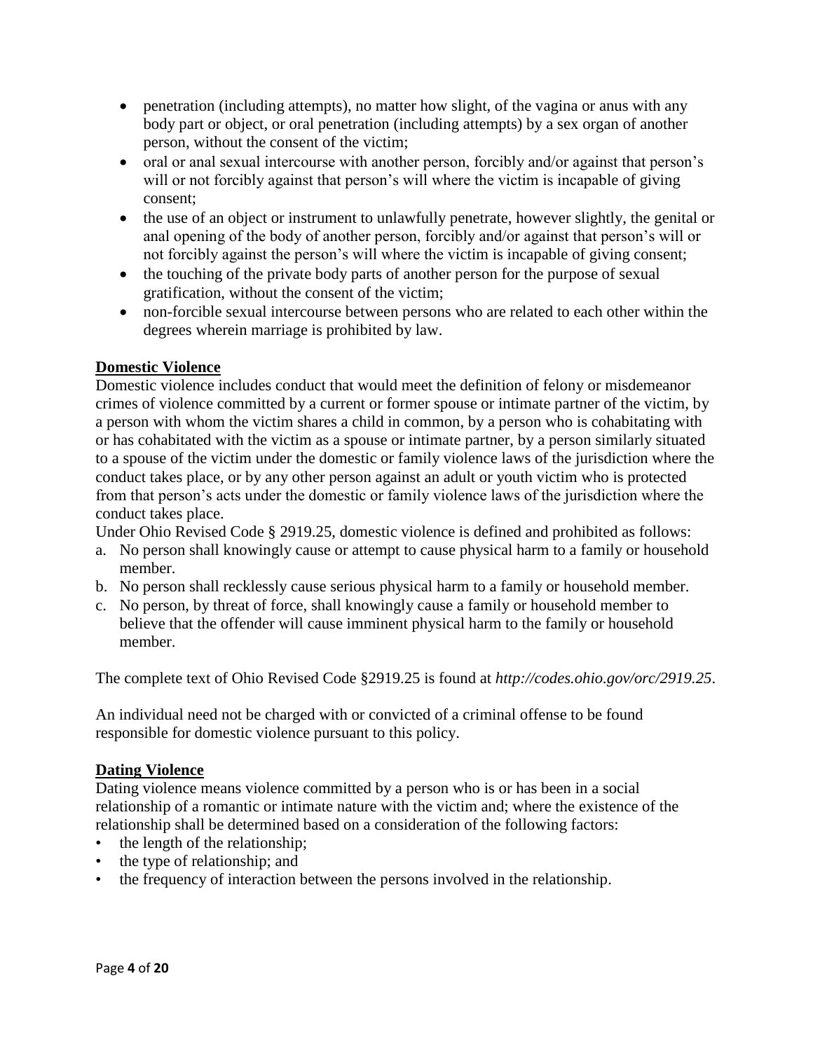- penetration (including attempts), no matter how slight, of the vagina or anus with any body part or object, or oral penetration (including attempts) by a sex organ of another person, without the consent of the victim;
- oral or anal sexual intercourse with another person, forcibly and/or against that person's will or not forcibly against that person's will where the victim is incapable of giving consent;
- the use of an object or instrument to unlawfully penetrate, however slightly, the genital or anal opening of the body of another person, forcibly and/or against that person's will or not forcibly against the person's will where the victim is incapable of giving consent;
- the touching of the private body parts of another person for the purpose of sexual gratification, without the consent of the victim;
- non-forcible sexual intercourse between persons who are related to each other within the degrees wherein marriage is prohibited by law.

**Domestic Violence**

Domestic violence includes conduct that would meet the definition of felony or misdemeanor crimes of violence committed by a current or former spouse or intimate partner of the victim, by a person with whom the victim shares a child in common, by a person who is cohabitating with or has cohabitated with the victim as a spouse or intimate partner, by a person similarly situated to a spouse of the victim under the domestic or family violence laws of the jurisdiction where the conduct takes place, or by any other person against an adult or youth victim who is protected from that person's acts under the domestic or family violence laws of the jurisdiction where the conduct takes place.

Under Ohio Revised Code § 2919.25, domestic violence is defined and prohibited as follows:

a. No person shall knowingly cause or attempt to cause physical harm to a family or household member.
b. No person shall recklessly cause serious physical harm to a family or household member.
c. No person, by threat of force, shall knowingly cause a family or household member to believe that the offender will cause imminent physical harm to the family or household member.

The complete text of Ohio Revised Code §2919.25 is found at *http://codes.ohio.gov/orc/2919.25*.

An individual need not be charged with or convicted of a criminal offense to be found responsible for domestic violence pursuant to this policy.

**Dating Violence**

Dating violence means violence committed by a person who is or has been in a social relationship of a romantic or intimate nature with the victim and; where the existence of the relationship shall be determined based on a consideration of the following factors:

- the length of the relationship;
- the type of relationship; and
- the frequency of interaction between the persons involved in the relationship.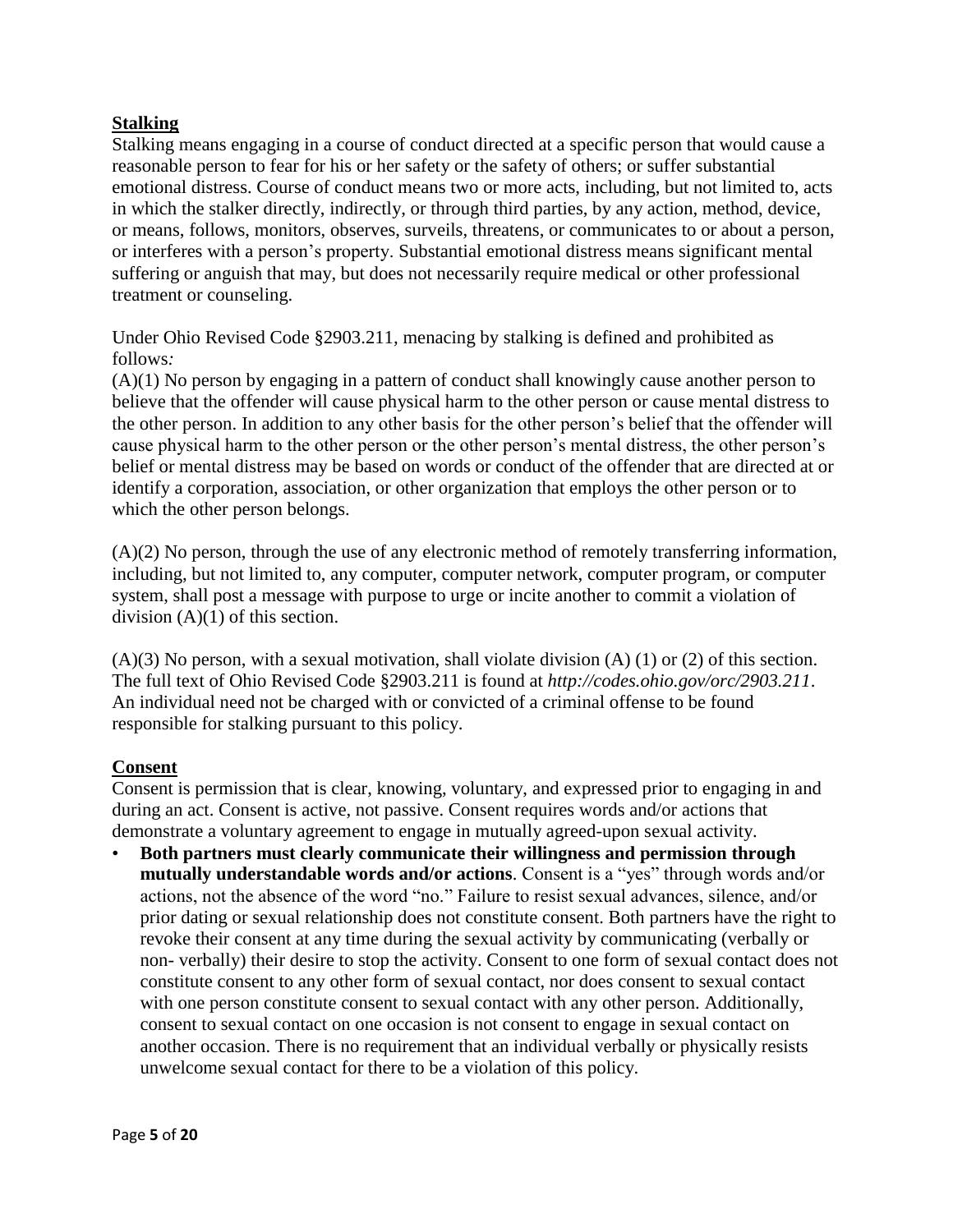**Stalking**

Stalking means engaging in a course of conduct directed at a specific person that would cause a reasonable person to fear for his or her safety or the safety of others; or suffer substantial emotional distress. Course of conduct means two or more acts, including, but not limited to, acts in which the stalker directly, indirectly, or through third parties, by any action, method, device, or means, follows, monitors, observes, surveils, threatens, or communicates to or about a person, or interferes with a person's property. Substantial emotional distress means significant mental suffering or anguish that may, but does not necessarily require medical or other professional treatment or counseling.

Under Ohio Revised Code §2903.211, menacing by stalking is defined and prohibited as follows*:*

(A)(1) No person by engaging in a pattern of conduct shall knowingly cause another person to believe that the offender will cause physical harm to the other person or cause mental distress to the other person. In addition to any other basis for the other person's belief that the offender will cause physical harm to the other person or the other person's mental distress, the other person's belief or mental distress may be based on words or conduct of the offender that are directed at or identify a corporation, association, or other organization that employs the other person or to which the other person belongs.

(A)(2) No person, through the use of any electronic method of remotely transferring information, including, but not limited to, any computer, computer network, computer program, or computer system, shall post a message with purpose to urge or incite another to commit a violation of division (A)(1) of this section.

(A)(3) No person, with a sexual motivation, shall violate division (A) (1) or (2) of this section. The full text of Ohio Revised Code §2903.211 is found at *http://codes.ohio.gov/orc/2903.211*. An individual need not be charged with or convicted of a criminal offense to be found responsible for stalking pursuant to this policy.

**Consent**

Consent is permission that is clear, knowing, voluntary, and expressed prior to engaging in and during an act. Consent is active, not passive. Consent requires words and/or actions that demonstrate a voluntary agreement to engage in mutually agreed-upon sexual activity.

- **Both partners must clearly communicate their willingness and permission through mutually understandable words and/or actions**. Consent is a "yes" through words and/or actions, not the absence of the word "no." Failure to resist sexual advances, silence, and/or prior dating or sexual relationship does not constitute consent. Both partners have the right to revoke their consent at any time during the sexual activity by communicating (verbally or non- verbally) their desire to stop the activity. Consent to one form of sexual contact does not constitute consent to any other form of sexual contact, nor does consent to sexual contact with one person constitute consent to sexual contact with any other person. Additionally, consent to sexual contact on one occasion is not consent to engage in sexual contact on another occasion. There is no requirement that an individual verbally or physically resists unwelcome sexual contact for there to be a violation of this policy.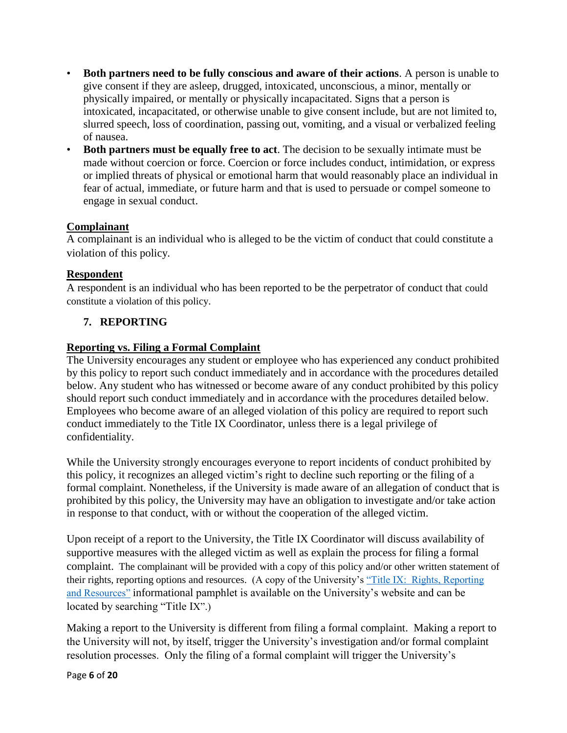- **Both partners need to be fully conscious and aware of their actions**. A person is unable to give consent if they are asleep, drugged, intoxicated, unconscious, a minor, mentally or physically impaired, or mentally or physically incapacitated. Signs that a person is intoxicated, incapacitated, or otherwise unable to give consent include, but are not limited to, slurred speech, loss of coordination, passing out, vomiting, and a visual or verbalized feeling of nausea.
- **Both partners must be equally free to act**. The decision to be sexually intimate must be made without coercion or force. Coercion or force includes conduct, intimidation, or express or implied threats of physical or emotional harm that would reasonably place an individual in fear of actual, immediate, or future harm and that is used to persuade or compel someone to engage in sexual conduct.

**Complainant**

A complainant is an individual who is alleged to be the victim of conduct that could constitute a violation of this policy.

**Respondent**

A respondent is an individual who has been reported to be the perpetrator of conduct that could constitute a violation of this policy.

## 7. REPORTING

**Reporting vs. Filing a Formal Complaint**

The University encourages any student or employee who has experienced any conduct prohibited by this policy to report such conduct immediately and in accordance with the procedures detailed below. Any student who has witnessed or become aware of any conduct prohibited by this policy should report such conduct immediately and in accordance with the procedures detailed below. Employees who become aware of an alleged violation of this policy are required to report such conduct immediately to the Title IX Coordinator, unless there is a legal privilege of confidentiality.

While the University strongly encourages everyone to report incidents of conduct prohibited by this policy, it recognizes an alleged victim's right to decline such reporting or the filing of a formal complaint. Nonetheless, if the University is made aware of an allegation of conduct that is prohibited by this policy, the University may have an obligation to investigate and/or take action in response to that conduct, with or without the cooperation of the alleged victim.

Upon receipt of a report to the University, the Title IX Coordinator will discuss availability of supportive measures with the alleged victim as well as explain the process for filing a formal complaint. The complainant will be provided with a copy of this policy and/or other written statement of their rights, reporting options and resources. (A copy of the University's "Title IX: Rights, Reporting and Resources" informational pamphlet is available on the University's website and can be located by searching "Title IX".)

Making a report to the University is different from filing a formal complaint. Making a report to the University will not, by itself, trigger the University's investigation and/or formal complaint resolution processes. Only the filing of a formal complaint will trigger the University's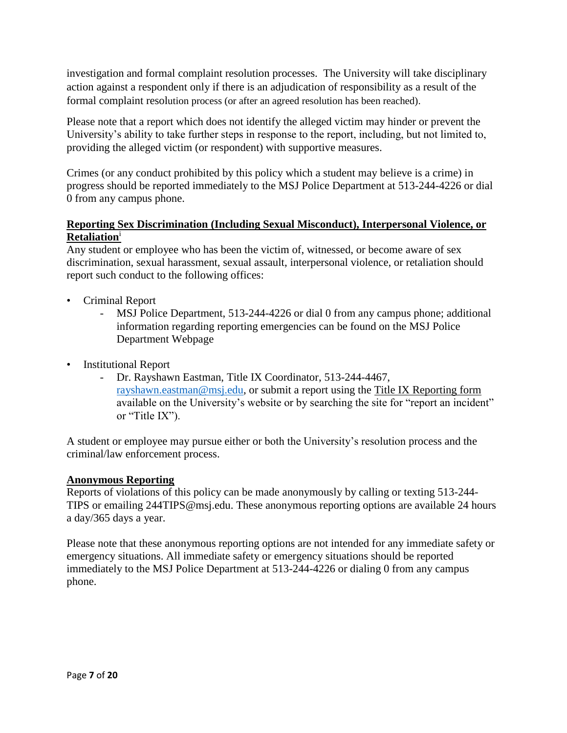investigation and formal complaint resolution processes. The University will take disciplinary action against a respondent only if there is an adjudication of responsibility as a result of the formal complaint resolution process (or after an agreed resolution has been reached).

Please note that a report which does not identify the alleged victim may hinder or prevent the University's ability to take further steps in response to the report, including, but not limited to, providing the alleged victim (or respondent) with supportive measures.

Crimes (or any conduct prohibited by this policy which a student may believe is a crime) in progress should be reported immediately to the MSJ Police Department at 513-244-4226 or dial 0 from any campus phone.

**Reporting Sex Discrimination (Including Sexual Misconduct), Interpersonal Violence, or Retaliation**[i]

Any student or employee who has been the victim of, witnessed, or become aware of sex discrimination, sexual harassment, sexual assault, interpersonal violence, or retaliation should report such conduct to the following offices:

- Criminal Report
  - MSJ Police Department, 513-244-4226 or dial 0 from any campus phone; additional information regarding reporting emergencies can be found on the MSJ Police Department Webpage

- Institutional Report
  - Dr. Rayshawn Eastman, Title IX Coordinator, 513-244-4467, rayshawn.eastman@msj.edu, or submit a report using the Title IX Reporting form available on the University's website or by searching the site for "report an incident" or "Title IX").

A student or employee may pursue either or both the University's resolution process and the criminal/law enforcement process.

**Anonymous Reporting**

Reports of violations of this policy can be made anonymously by calling or texting 513-244-TIPS or emailing 244TIPS@msj.edu. These anonymous reporting options are available 24 hours a day/365 days a year.

Please note that these anonymous reporting options are not intended for any immediate safety or emergency situations. All immediate safety or emergency situations should be reported immediately to the MSJ Police Department at 513-244-4226 or dialing 0 from any campus phone.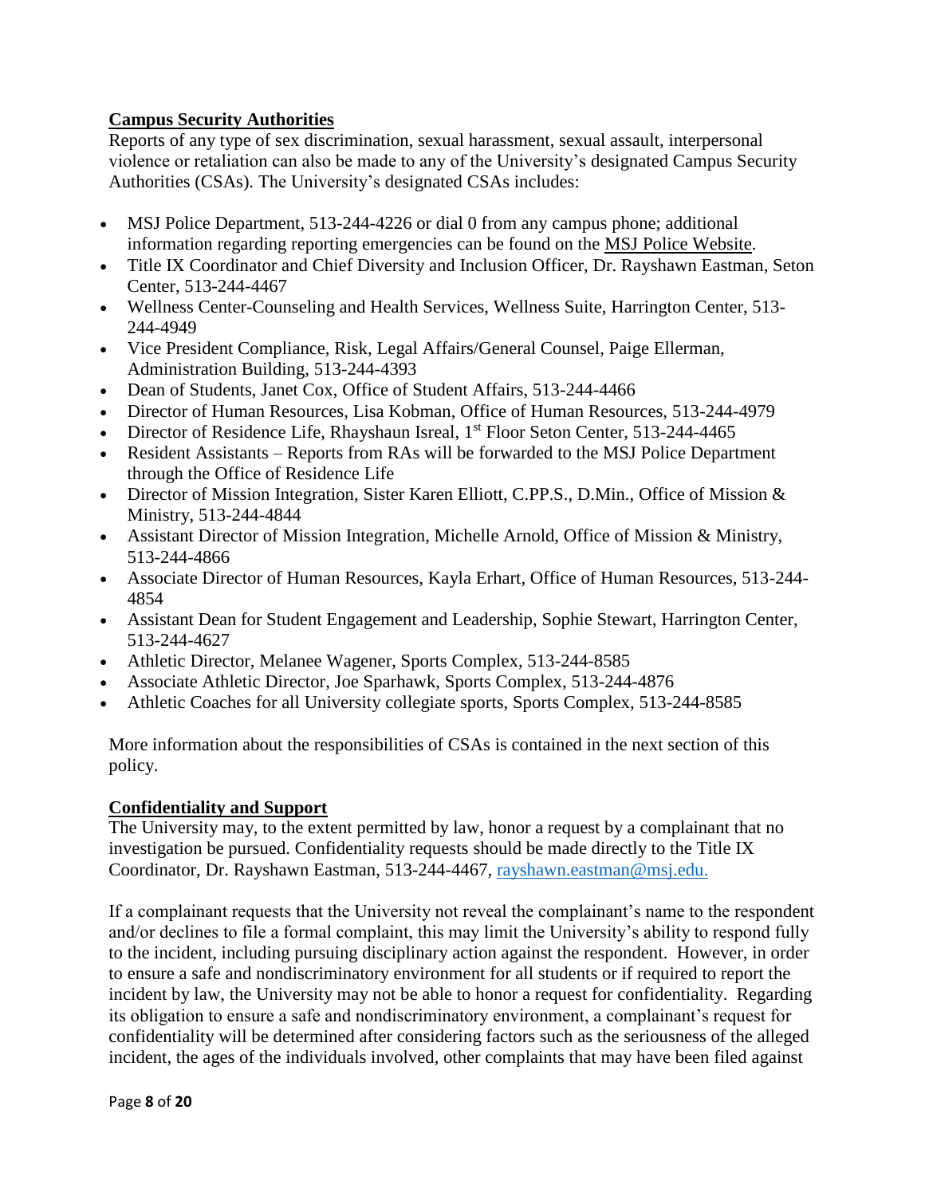**Campus Security Authorities**

Reports of any type of sex discrimination, sexual harassment, sexual assault, interpersonal violence or retaliation can also be made to any of the University's designated Campus Security Authorities (CSAs). The University's designated CSAs includes:

- MSJ Police Department, 513-244-4226 or dial 0 from any campus phone; additional information regarding reporting emergencies can be found on the MSJ Police Website.
- Title IX Coordinator and Chief Diversity and Inclusion Officer, Dr. Rayshawn Eastman, Seton Center, 513-244-4467
- Wellness Center-Counseling and Health Services, Wellness Suite, Harrington Center, 513-244-4949
- Vice President Compliance, Risk, Legal Affairs/General Counsel, Paige Ellerman, Administration Building, 513-244-4393
- Dean of Students, Janet Cox, Office of Student Affairs, 513-244-4466
- Director of Human Resources, Lisa Kobman, Office of Human Resources, 513-244-4979
- Director of Residence Life, Rhayshaun Isreal, 1st Floor Seton Center, 513-244-4465
- Resident Assistants – Reports from RAs will be forwarded to the MSJ Police Department through the Office of Residence Life
- Director of Mission Integration, Sister Karen Elliott, C.PP.S., D.Min., Office of Mission & Ministry, 513-244-4844
- Assistant Director of Mission Integration, Michelle Arnold, Office of Mission & Ministry, 513-244-4866
- Associate Director of Human Resources, Kayla Erhart, Office of Human Resources, 513-244-4854
- Assistant Dean for Student Engagement and Leadership, Sophie Stewart, Harrington Center, 513-244-4627
- Athletic Director, Melanee Wagener, Sports Complex, 513-244-8585
- Associate Athletic Director, Joe Sparhawk, Sports Complex, 513-244-4876
- Athletic Coaches for all University collegiate sports, Sports Complex, 513-244-8585

More information about the responsibilities of CSAs is contained in the next section of this policy.

**Confidentiality and Support**

The University may, to the extent permitted by law, honor a request by a complainant that no investigation be pursued. Confidentiality requests should be made directly to the Title IX Coordinator, Dr. Rayshawn Eastman, 513-244-4467, rayshawn.eastman@msj.edu.

If a complainant requests that the University not reveal the complainant's name to the respondent and/or declines to file a formal complaint, this may limit the University's ability to respond fully to the incident, including pursuing disciplinary action against the respondent. However, in order to ensure a safe and nondiscriminatory environment for all students or if required to report the incident by law, the University may not be able to honor a request for confidentiality. Regarding its obligation to ensure a safe and nondiscriminatory environment, a complainant's request for confidentiality will be determined after considering factors such as the seriousness of the alleged incident, the ages of the individuals involved, other complaints that may have been filed against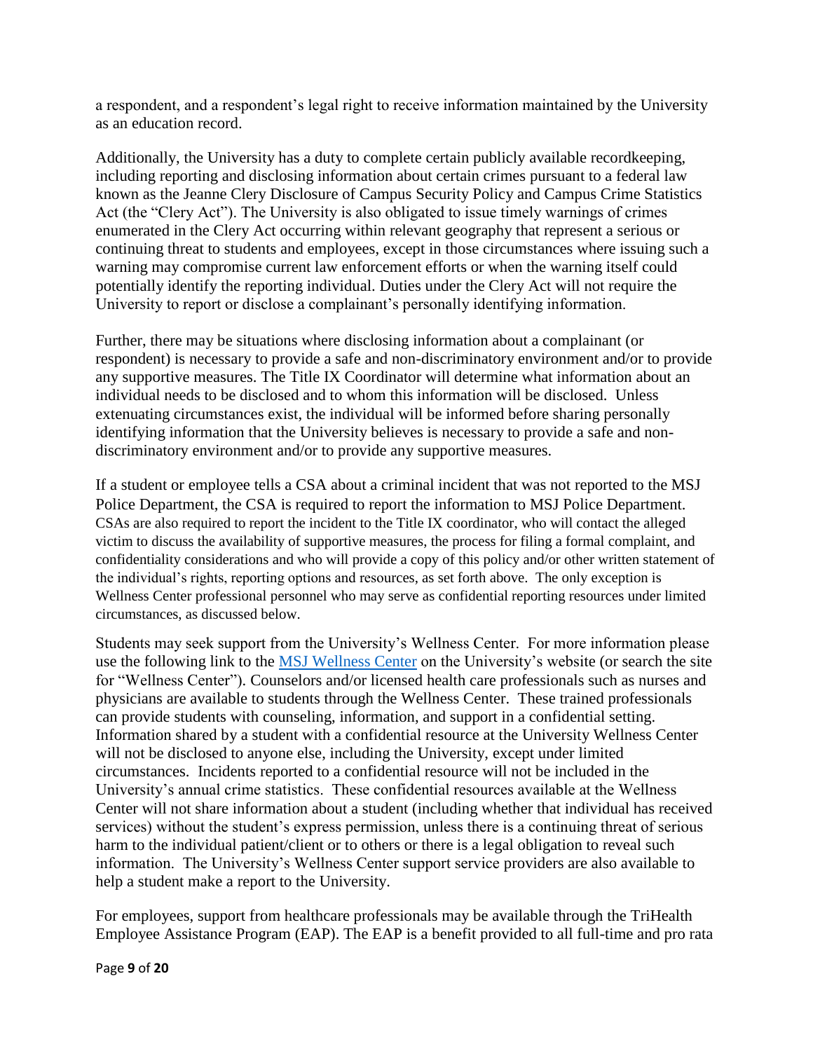a respondent, and a respondent's legal right to receive information maintained by the University as an education record.

Additionally, the University has a duty to complete certain publicly available recordkeeping, including reporting and disclosing information about certain crimes pursuant to a federal law known as the Jeanne Clery Disclosure of Campus Security Policy and Campus Crime Statistics Act (the "Clery Act"). The University is also obligated to issue timely warnings of crimes enumerated in the Clery Act occurring within relevant geography that represent a serious or continuing threat to students and employees, except in those circumstances where issuing such a warning may compromise current law enforcement efforts or when the warning itself could potentially identify the reporting individual. Duties under the Clery Act will not require the University to report or disclose a complainant's personally identifying information.

Further, there may be situations where disclosing information about a complainant (or respondent) is necessary to provide a safe and non-discriminatory environment and/or to provide any supportive measures. The Title IX Coordinator will determine what information about an individual needs to be disclosed and to whom this information will be disclosed. Unless extenuating circumstances exist, the individual will be informed before sharing personally identifying information that the University believes is necessary to provide a safe and non-discriminatory environment and/or to provide any supportive measures.

If a student or employee tells a CSA about a criminal incident that was not reported to the MSJ Police Department, the CSA is required to report the information to MSJ Police Department. CSAs are also required to report the incident to the Title IX coordinator, who will contact the alleged victim to discuss the availability of supportive measures, the process for filing a formal complaint, and confidentiality considerations and who will provide a copy of this policy and/or other written statement of the individual's rights, reporting options and resources, as set forth above. The only exception is Wellness Center professional personnel who may serve as confidential reporting resources under limited circumstances, as discussed below.

Students may seek support from the University's Wellness Center. For more information please use the following link to the [MSJ Wellness Center] on the University's website (or search the site for "Wellness Center"). Counselors and/or licensed health care professionals such as nurses and physicians are available to students through the Wellness Center. These trained professionals can provide students with counseling, information, and support in a confidential setting. Information shared by a student with a confidential resource at the University Wellness Center will not be disclosed to anyone else, including the University, except under limited circumstances. Incidents reported to a confidential resource will not be included in the University's annual crime statistics. These confidential resources available at the Wellness Center will not share information about a student (including whether that individual has received services) without the student's express permission, unless there is a continuing threat of serious harm to the individual patient/client or to others or there is a legal obligation to reveal such information. The University's Wellness Center support service providers are also available to help a student make a report to the University.

For employees, support from healthcare professionals may be available through the TriHealth Employee Assistance Program (EAP). The EAP is a benefit provided to all full-time and pro rata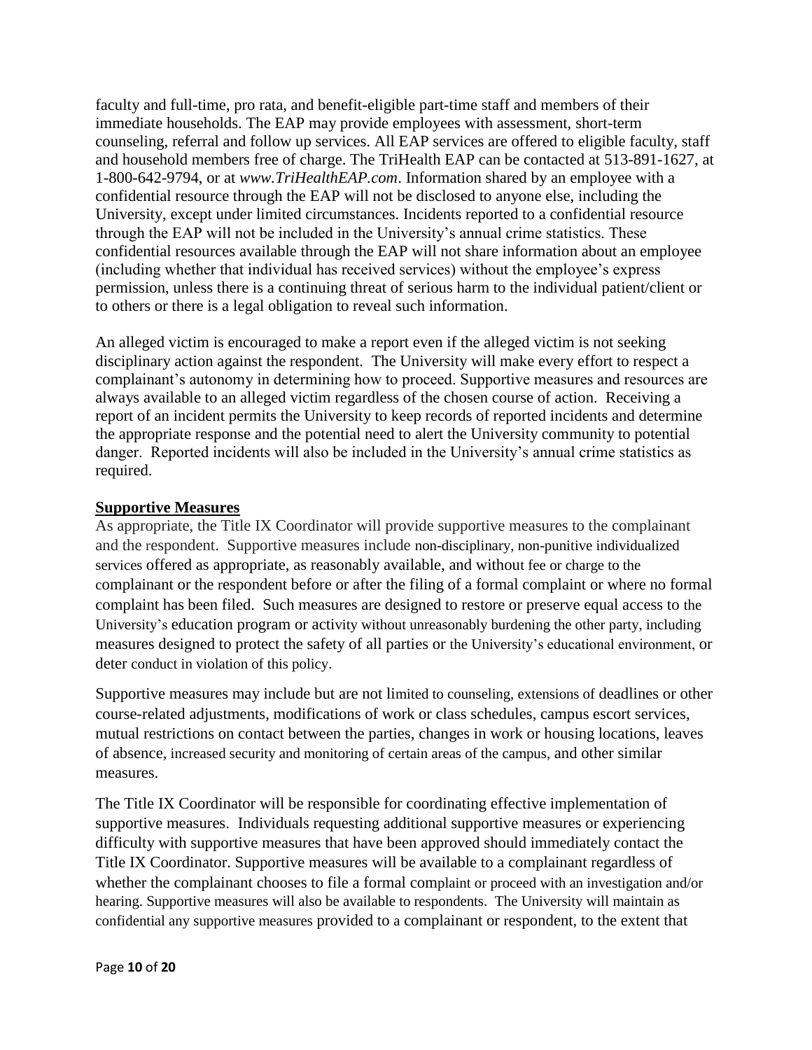faculty and full-time, pro rata, and benefit-eligible part-time staff and members of their immediate households. The EAP may provide employees with assessment, short-term counseling, referral and follow up services. All EAP services are offered to eligible faculty, staff and household members free of charge. The TriHealth EAP can be contacted at 513-891-1627, at 1-800-642-9794, or at *www.TriHealthEAP.com*. Information shared by an employee with a confidential resource through the EAP will not be disclosed to anyone else, including the University, except under limited circumstances. Incidents reported to a confidential resource through the EAP will not be included in the University's annual crime statistics. These confidential resources available through the EAP will not share information about an employee (including whether that individual has received services) without the employee's express permission, unless there is a continuing threat of serious harm to the individual patient/client or to others or there is a legal obligation to reveal such information.

An alleged victim is encouraged to make a report even if the alleged victim is not seeking disciplinary action against the respondent. The University will make every effort to respect a complainant's autonomy in determining how to proceed. Supportive measures and resources are always available to an alleged victim regardless of the chosen course of action. Receiving a report of an incident permits the University to keep records of reported incidents and determine the appropriate response and the potential need to alert the University community to potential danger. Reported incidents will also be included in the University's annual crime statistics as required.

## Supportive Measures

As appropriate, the Title IX Coordinator will provide supportive measures to the complainant and the respondent. Supportive measures include non-disciplinary, non-punitive individualized services offered as appropriate, as reasonably available, and without fee or charge to the complainant or the respondent before or after the filing of a formal complaint or where no formal complaint has been filed. Such measures are designed to restore or preserve equal access to the University's education program or activity without unreasonably burdening the other party, including measures designed to protect the safety of all parties or the University's educational environment, or deter conduct in violation of this policy.

Supportive measures may include but are not limited to counseling, extensions of deadlines or other course-related adjustments, modifications of work or class schedules, campus escort services, mutual restrictions on contact between the parties, changes in work or housing locations, leaves of absence, increased security and monitoring of certain areas of the campus, and other similar measures.

The Title IX Coordinator will be responsible for coordinating effective implementation of supportive measures. Individuals requesting additional supportive measures or experiencing difficulty with supportive measures that have been approved should immediately contact the Title IX Coordinator. Supportive measures will be available to a complainant regardless of whether the complainant chooses to file a formal complaint or proceed with an investigation and/or hearing. Supportive measures will also be available to respondents. The University will maintain as confidential any supportive measures provided to a complainant or respondent, to the extent that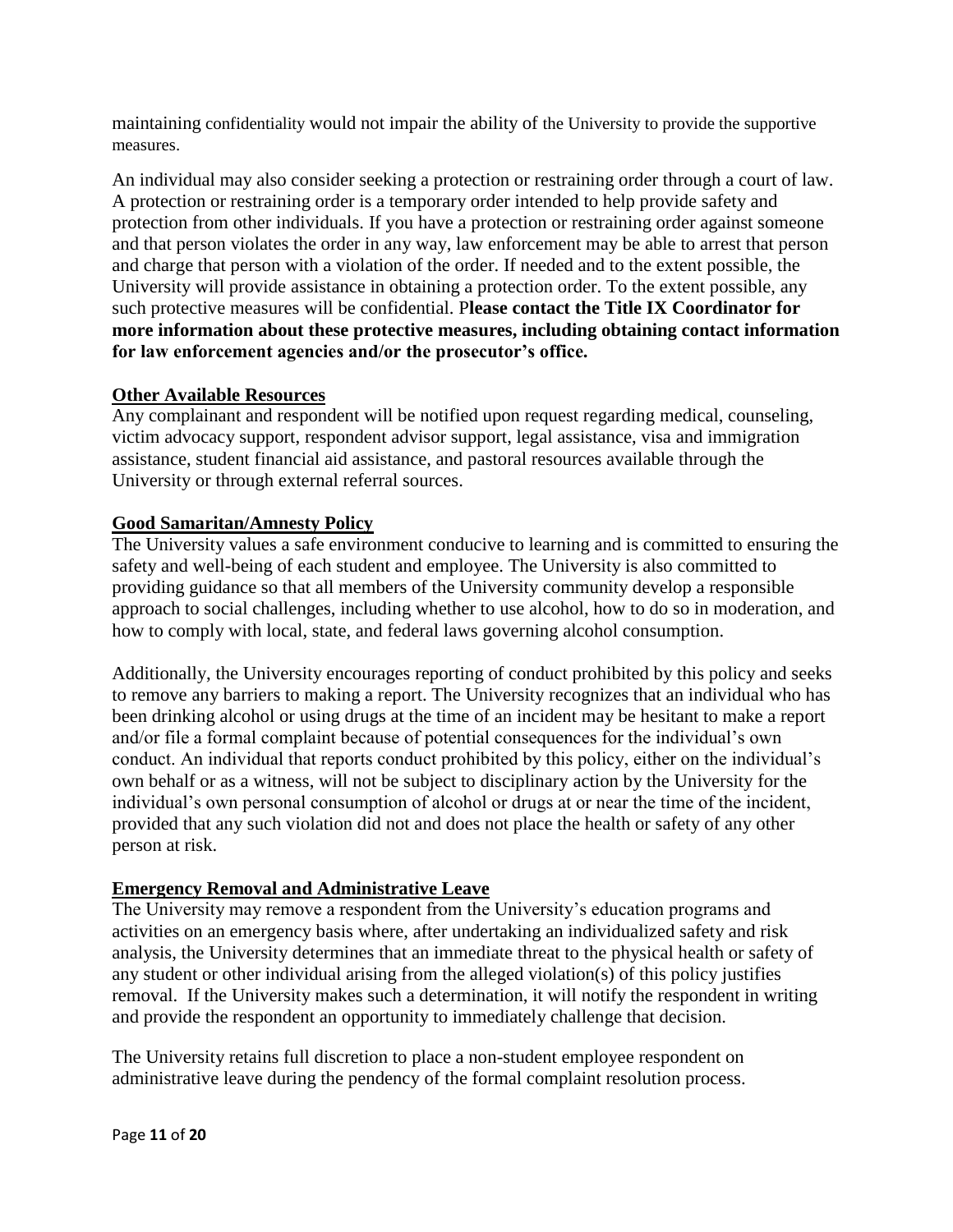maintaining confidentiality would not impair the ability of the University to provide the supportive measures.

An individual may also consider seeking a protection or restraining order through a court of law. A protection or restraining order is a temporary order intended to help provide safety and protection from other individuals. If you have a protection or restraining order against someone and that person violates the order in any way, law enforcement may be able to arrest that person and charge that person with a violation of the order. If needed and to the extent possible, the University will provide assistance in obtaining a protection order. To the extent possible, any such protective measures will be confidential. P**lease contact the Title IX Coordinator for more information about these protective measures, including obtaining contact information for law enforcement agencies and/or the prosecutor's office.**

**Other Available Resources**

Any complainant and respondent will be notified upon request regarding medical, counseling, victim advocacy support, respondent advisor support, legal assistance, visa and immigration assistance, student financial aid assistance, and pastoral resources available through the University or through external referral sources.

**Good Samaritan/Amnesty Policy**

The University values a safe environment conducive to learning and is committed to ensuring the safety and well-being of each student and employee. The University is also committed to providing guidance so that all members of the University community develop a responsible approach to social challenges, including whether to use alcohol, how to do so in moderation, and how to comply with local, state, and federal laws governing alcohol consumption.

Additionally, the University encourages reporting of conduct prohibited by this policy and seeks to remove any barriers to making a report. The University recognizes that an individual who has been drinking alcohol or using drugs at the time of an incident may be hesitant to make a report and/or file a formal complaint because of potential consequences for the individual's own conduct. An individual that reports conduct prohibited by this policy, either on the individual's own behalf or as a witness, will not be subject to disciplinary action by the University for the individual's own personal consumption of alcohol or drugs at or near the time of the incident, provided that any such violation did not and does not place the health or safety of any other person at risk.

**Emergency Removal and Administrative Leave**

The University may remove a respondent from the University's education programs and activities on an emergency basis where, after undertaking an individualized safety and risk analysis, the University determines that an immediate threat to the physical health or safety of any student or other individual arising from the alleged violation(s) of this policy justifies removal. If the University makes such a determination, it will notify the respondent in writing and provide the respondent an opportunity to immediately challenge that decision.

The University retains full discretion to place a non-student employee respondent on administrative leave during the pendency of the formal complaint resolution process.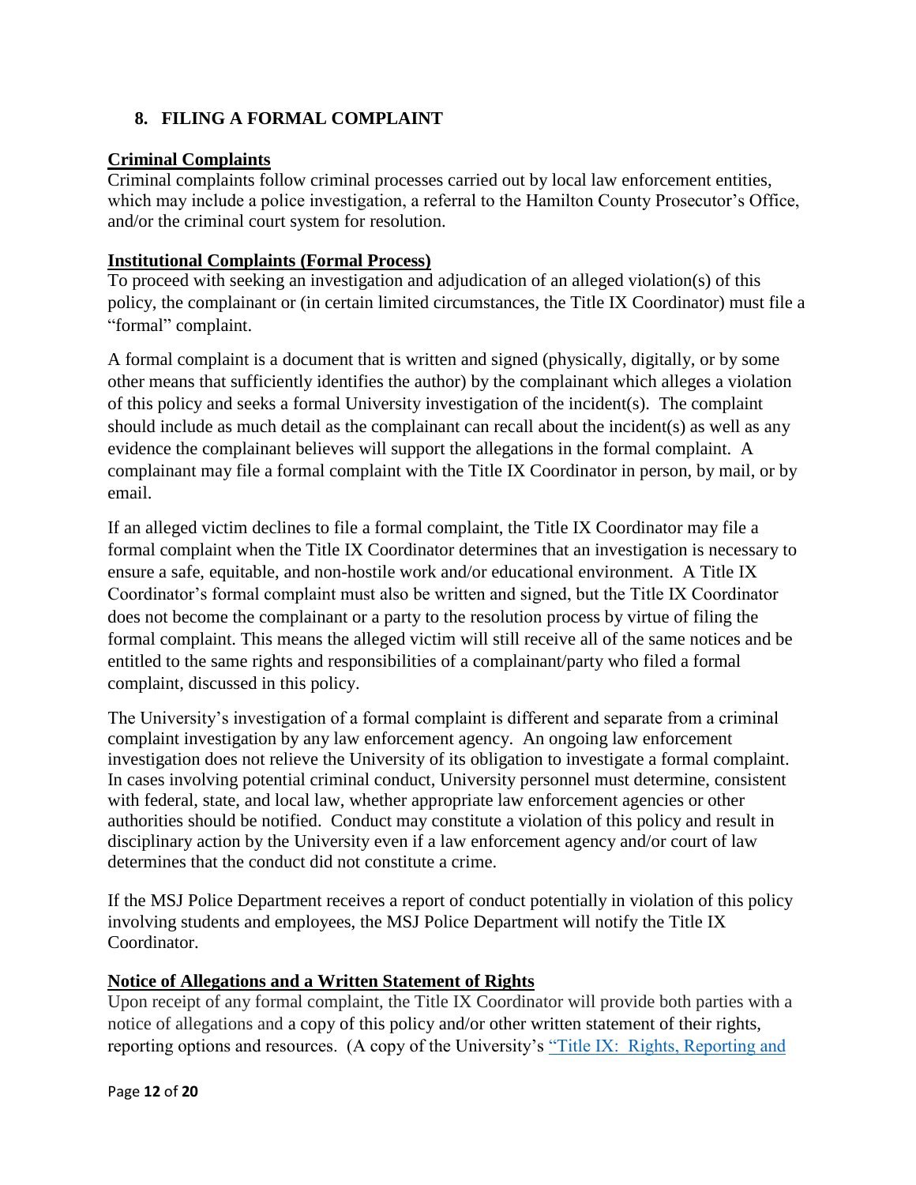## 8. FILING A FORMAL COMPLAINT

### Criminal Complaints

Criminal complaints follow criminal processes carried out by local law enforcement entities, which may include a police investigation, a referral to the Hamilton County Prosecutor's Office, and/or the criminal court system for resolution.

### Institutional Complaints (Formal Process)

To proceed with seeking an investigation and adjudication of an alleged violation(s) of this policy, the complainant or (in certain limited circumstances, the Title IX Coordinator) must file a "formal" complaint.

A formal complaint is a document that is written and signed (physically, digitally, or by some other means that sufficiently identifies the author) by the complainant which alleges a violation of this policy and seeks a formal University investigation of the incident(s). The complaint should include as much detail as the complainant can recall about the incident(s) as well as any evidence the complainant believes will support the allegations in the formal complaint. A complainant may file a formal complaint with the Title IX Coordinator in person, by mail, or by email.

If an alleged victim declines to file a formal complaint, the Title IX Coordinator may file a formal complaint when the Title IX Coordinator determines that an investigation is necessary to ensure a safe, equitable, and non-hostile work and/or educational environment. A Title IX Coordinator's formal complaint must also be written and signed, but the Title IX Coordinator does not become the complainant or a party to the resolution process by virtue of filing the formal complaint. This means the alleged victim will still receive all of the same notices and be entitled to the same rights and responsibilities of a complainant/party who filed a formal complaint, discussed in this policy.

The University's investigation of a formal complaint is different and separate from a criminal complaint investigation by any law enforcement agency. An ongoing law enforcement investigation does not relieve the University of its obligation to investigate a formal complaint. In cases involving potential criminal conduct, University personnel must determine, consistent with federal, state, and local law, whether appropriate law enforcement agencies or other authorities should be notified. Conduct may constitute a violation of this policy and result in disciplinary action by the University even if a law enforcement agency and/or court of law determines that the conduct did not constitute a crime.

If the MSJ Police Department receives a report of conduct potentially in violation of this policy involving students and employees, the MSJ Police Department will notify the Title IX Coordinator.

### Notice of Allegations and a Written Statement of Rights

Upon receipt of any formal complaint, the Title IX Coordinator will provide both parties with a notice of allegations and a copy of this policy and/or other written statement of their rights, reporting options and resources. (A copy of the University's "Title IX: Rights, Reporting and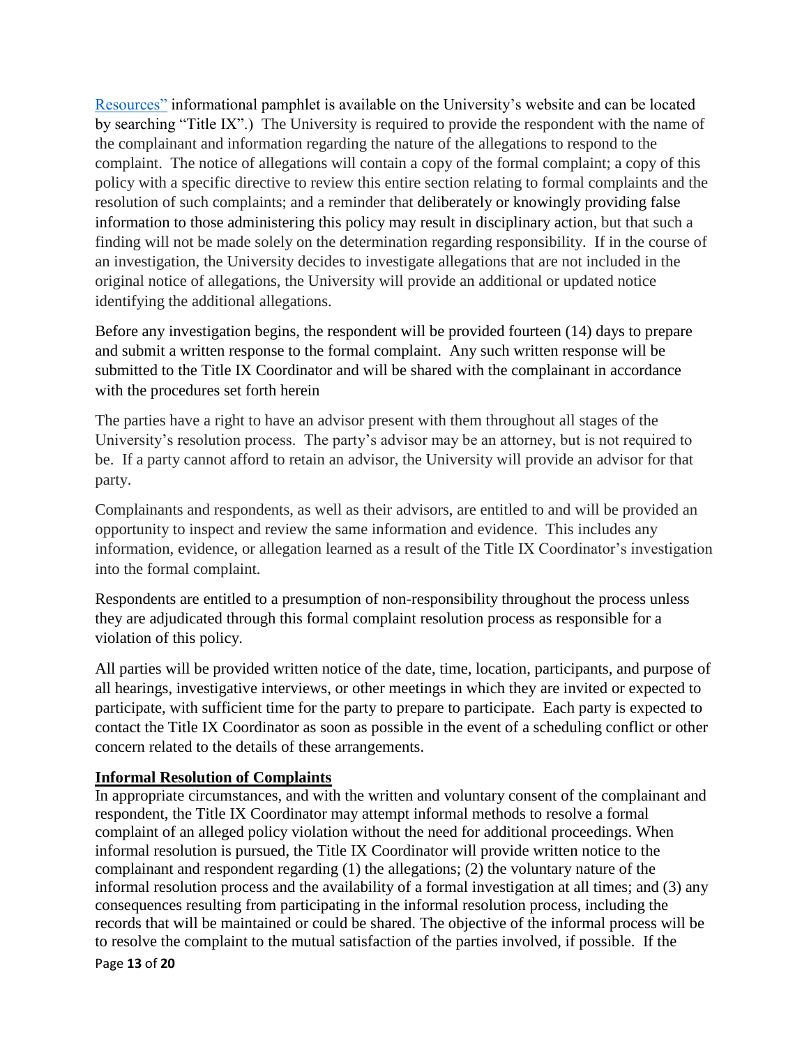Resources" informational pamphlet is available on the University's website and can be located by searching "Title IX".) The University is required to provide the respondent with the name of the complainant and information regarding the nature of the allegations to respond to the complaint. The notice of allegations will contain a copy of the formal complaint; a copy of this policy with a specific directive to review this entire section relating to formal complaints and the resolution of such complaints; and a reminder that deliberately or knowingly providing false information to those administering this policy may result in disciplinary action, but that such a finding will not be made solely on the determination regarding responsibility. If in the course of an investigation, the University decides to investigate allegations that are not included in the original notice of allegations, the University will provide an additional or updated notice identifying the additional allegations.

Before any investigation begins, the respondent will be provided fourteen (14) days to prepare and submit a written response to the formal complaint. Any such written response will be submitted to the Title IX Coordinator and will be shared with the complainant in accordance with the procedures set forth herein

The parties have a right to have an advisor present with them throughout all stages of the University's resolution process. The party's advisor may be an attorney, but is not required to be. If a party cannot afford to retain an advisor, the University will provide an advisor for that party.

Complainants and respondents, as well as their advisors, are entitled to and will be provided an opportunity to inspect and review the same information and evidence. This includes any information, evidence, or allegation learned as a result of the Title IX Coordinator's investigation into the formal complaint.

Respondents are entitled to a presumption of non-responsibility throughout the process unless they are adjudicated through this formal complaint resolution process as responsible for a violation of this policy.

All parties will be provided written notice of the date, time, location, participants, and purpose of all hearings, investigative interviews, or other meetings in which they are invited or expected to participate, with sufficient time for the party to prepare to participate. Each party is expected to contact the Title IX Coordinator as soon as possible in the event of a scheduling conflict or other concern related to the details of these arrangements.

**Informal Resolution of Complaints**

In appropriate circumstances, and with the written and voluntary consent of the complainant and respondent, the Title IX Coordinator may attempt informal methods to resolve a formal complaint of an alleged policy violation without the need for additional proceedings. When informal resolution is pursued, the Title IX Coordinator will provide written notice to the complainant and respondent regarding (1) the allegations; (2) the voluntary nature of the informal resolution process and the availability of a formal investigation at all times; and (3) any consequences resulting from participating in the informal resolution process, including the records that will be maintained or could be shared. The objective of the informal process will be to resolve the complaint to the mutual satisfaction of the parties involved, if possible. If the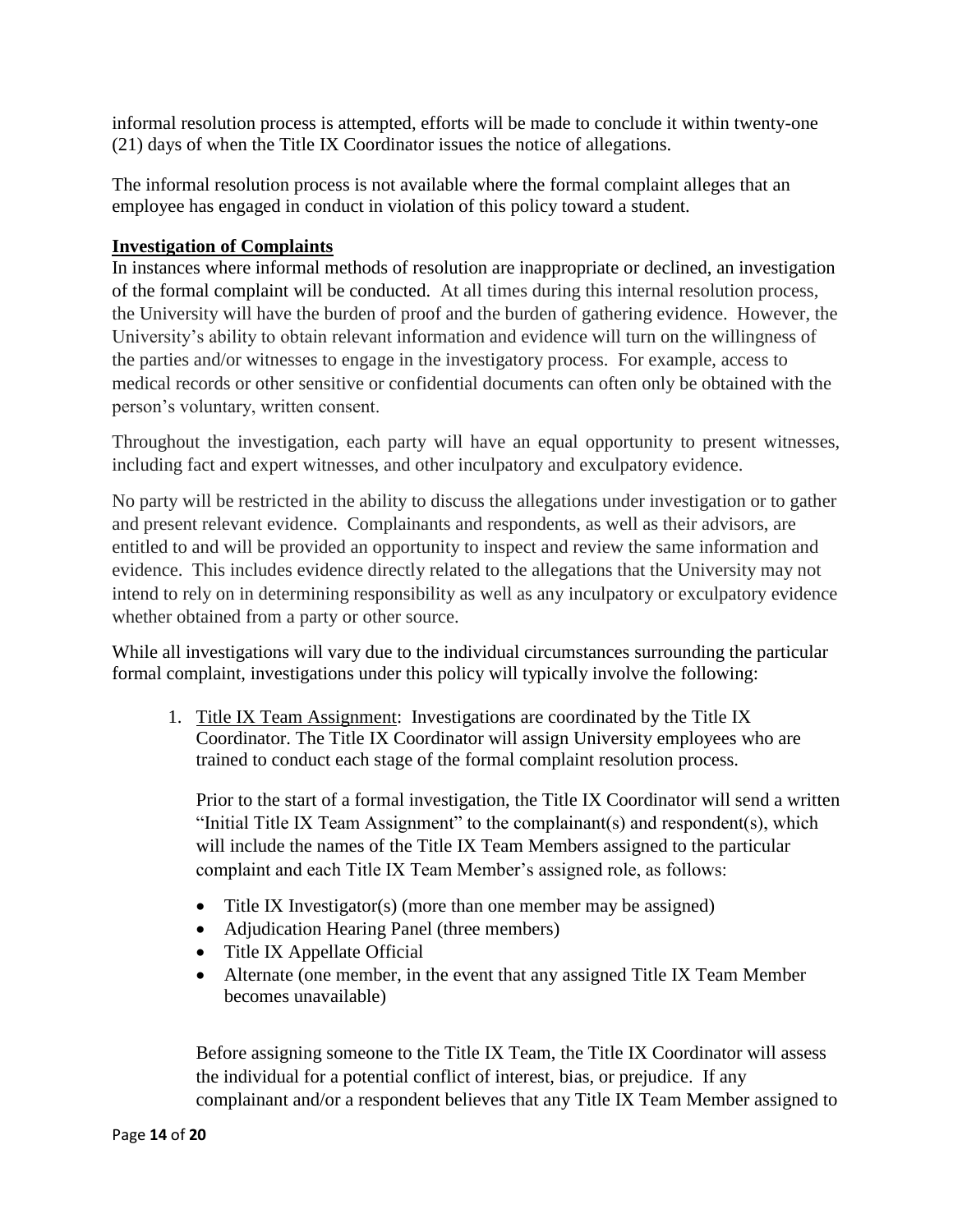informal resolution process is attempted, efforts will be made to conclude it within twenty-one (21) days of when the Title IX Coordinator issues the notice of allegations.

The informal resolution process is not available where the formal complaint alleges that an employee has engaged in conduct in violation of this policy toward a student.

**Investigation of Complaints**

In instances where informal methods of resolution are inappropriate or declined, an investigation of the formal complaint will be conducted. At all times during this internal resolution process, the University will have the burden of proof and the burden of gathering evidence. However, the University's ability to obtain relevant information and evidence will turn on the willingness of the parties and/or witnesses to engage in the investigatory process. For example, access to medical records or other sensitive or confidential documents can often only be obtained with the person's voluntary, written consent.

Throughout the investigation, each party will have an equal opportunity to present witnesses, including fact and expert witnesses, and other inculpatory and exculpatory evidence.

No party will be restricted in the ability to discuss the allegations under investigation or to gather and present relevant evidence. Complainants and respondents, as well as their advisors, are entitled to and will be provided an opportunity to inspect and review the same information and evidence. This includes evidence directly related to the allegations that the University may not intend to rely on in determining responsibility as well as any inculpatory or exculpatory evidence whether obtained from a party or other source.

While all investigations will vary due to the individual circumstances surrounding the particular formal complaint, investigations under this policy will typically involve the following:

1. Title IX Team Assignment: Investigations are coordinated by the Title IX Coordinator. The Title IX Coordinator will assign University employees who are trained to conduct each stage of the formal complaint resolution process.

   Prior to the start of a formal investigation, the Title IX Coordinator will send a written "Initial Title IX Team Assignment" to the complainant(s) and respondent(s), which will include the names of the Title IX Team Members assigned to the particular complaint and each Title IX Team Member's assigned role, as follows:

   - Title IX Investigator(s) (more than one member may be assigned)
   - Adjudication Hearing Panel (three members)
   - Title IX Appellate Official
   - Alternate (one member, in the event that any assigned Title IX Team Member becomes unavailable)

   Before assigning someone to the Title IX Team, the Title IX Coordinator will assess the individual for a potential conflict of interest, bias, or prejudice. If any complainant and/or a respondent believes that any Title IX Team Member assigned to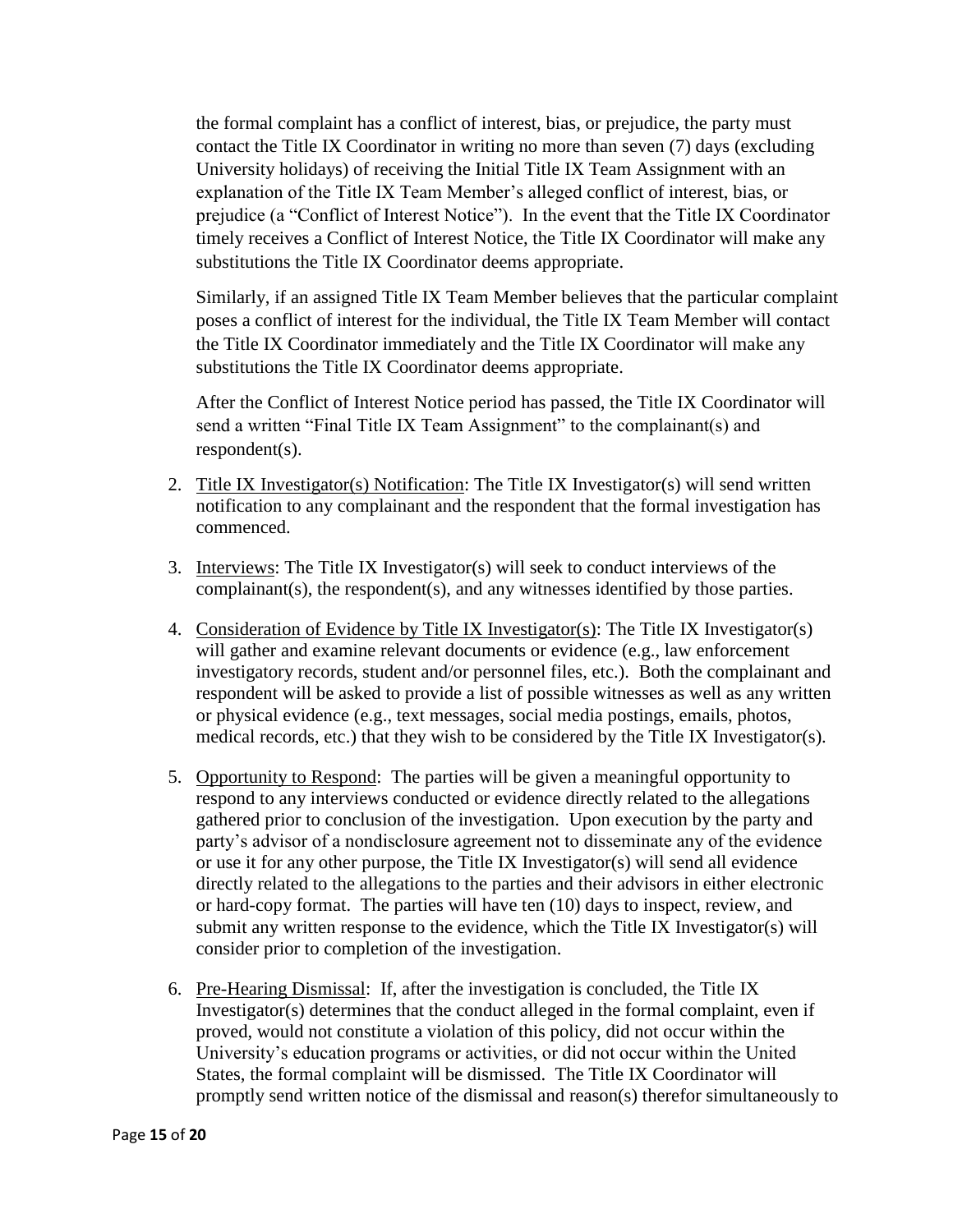the formal complaint has a conflict of interest, bias, or prejudice, the party must contact the Title IX Coordinator in writing no more than seven (7) days (excluding University holidays) of receiving the Initial Title IX Team Assignment with an explanation of the Title IX Team Member's alleged conflict of interest, bias, or prejudice (a "Conflict of Interest Notice"). In the event that the Title IX Coordinator timely receives a Conflict of Interest Notice, the Title IX Coordinator will make any substitutions the Title IX Coordinator deems appropriate.

Similarly, if an assigned Title IX Team Member believes that the particular complaint poses a conflict of interest for the individual, the Title IX Team Member will contact the Title IX Coordinator immediately and the Title IX Coordinator will make any substitutions the Title IX Coordinator deems appropriate.

After the Conflict of Interest Notice period has passed, the Title IX Coordinator will send a written "Final Title IX Team Assignment" to the complainant(s) and respondent(s).

2. Title IX Investigator(s) Notification: The Title IX Investigator(s) will send written notification to any complainant and the respondent that the formal investigation has commenced.

3. Interviews: The Title IX Investigator(s) will seek to conduct interviews of the complainant(s), the respondent(s), and any witnesses identified by those parties.

4. Consideration of Evidence by Title IX Investigator(s): The Title IX Investigator(s) will gather and examine relevant documents or evidence (e.g., law enforcement investigatory records, student and/or personnel files, etc.). Both the complainant and respondent will be asked to provide a list of possible witnesses as well as any written or physical evidence (e.g., text messages, social media postings, emails, photos, medical records, etc.) that they wish to be considered by the Title IX Investigator(s).

5. Opportunity to Respond: The parties will be given a meaningful opportunity to respond to any interviews conducted or evidence directly related to the allegations gathered prior to conclusion of the investigation. Upon execution by the party and party's advisor of a nondisclosure agreement not to disseminate any of the evidence or use it for any other purpose, the Title IX Investigator(s) will send all evidence directly related to the allegations to the parties and their advisors in either electronic or hard-copy format. The parties will have ten (10) days to inspect, review, and submit any written response to the evidence, which the Title IX Investigator(s) will consider prior to completion of the investigation.

6. Pre-Hearing Dismissal: If, after the investigation is concluded, the Title IX Investigator(s) determines that the conduct alleged in the formal complaint, even if proved, would not constitute a violation of this policy, did not occur within the University's education programs or activities, or did not occur within the United States, the formal complaint will be dismissed. The Title IX Coordinator will promptly send written notice of the dismissal and reason(s) therefor simultaneously to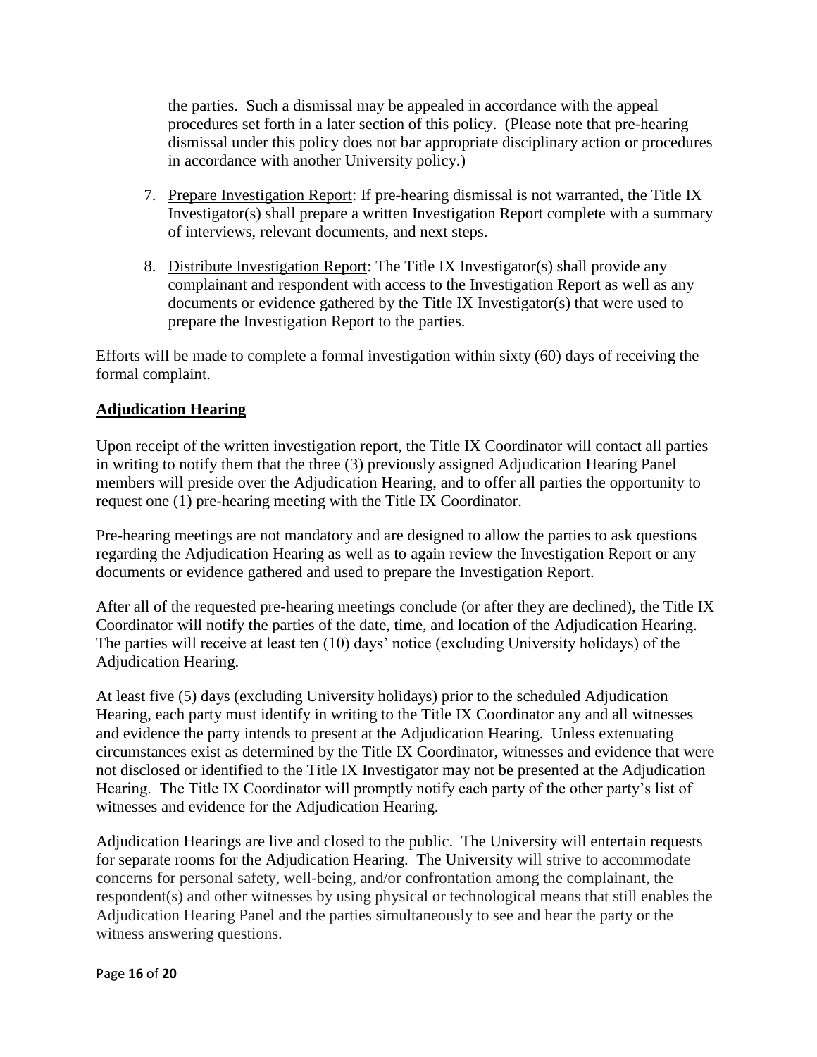the parties. Such a dismissal may be appealed in accordance with the appeal procedures set forth in a later section of this policy. (Please note that pre-hearing dismissal under this policy does not bar appropriate disciplinary action or procedures in accordance with another University policy.)

7. Prepare Investigation Report: If pre-hearing dismissal is not warranted, the Title IX Investigator(s) shall prepare a written Investigation Report complete with a summary of interviews, relevant documents, and next steps.

8. Distribute Investigation Report: The Title IX Investigator(s) shall provide any complainant and respondent with access to the Investigation Report as well as any documents or evidence gathered by the Title IX Investigator(s) that were used to prepare the Investigation Report to the parties.

Efforts will be made to complete a formal investigation within sixty (60) days of receiving the formal complaint.

## Adjudication Hearing

Upon receipt of the written investigation report, the Title IX Coordinator will contact all parties in writing to notify them that the three (3) previously assigned Adjudication Hearing Panel members will preside over the Adjudication Hearing, and to offer all parties the opportunity to request one (1) pre-hearing meeting with the Title IX Coordinator.

Pre-hearing meetings are not mandatory and are designed to allow the parties to ask questions regarding the Adjudication Hearing as well as to again review the Investigation Report or any documents or evidence gathered and used to prepare the Investigation Report.

After all of the requested pre-hearing meetings conclude (or after they are declined), the Title IX Coordinator will notify the parties of the date, time, and location of the Adjudication Hearing. The parties will receive at least ten (10) days' notice (excluding University holidays) of the Adjudication Hearing.

At least five (5) days (excluding University holidays) prior to the scheduled Adjudication Hearing, each party must identify in writing to the Title IX Coordinator any and all witnesses and evidence the party intends to present at the Adjudication Hearing. Unless extenuating circumstances exist as determined by the Title IX Coordinator, witnesses and evidence that were not disclosed or identified to the Title IX Investigator may not be presented at the Adjudication Hearing. The Title IX Coordinator will promptly notify each party of the other party's list of witnesses and evidence for the Adjudication Hearing.

Adjudication Hearings are live and closed to the public. The University will entertain requests for separate rooms for the Adjudication Hearing. The University will strive to accommodate concerns for personal safety, well-being, and/or confrontation among the complainant, the respondent(s) and other witnesses by using physical or technological means that still enables the Adjudication Hearing Panel and the parties simultaneously to see and hear the party or the witness answering questions.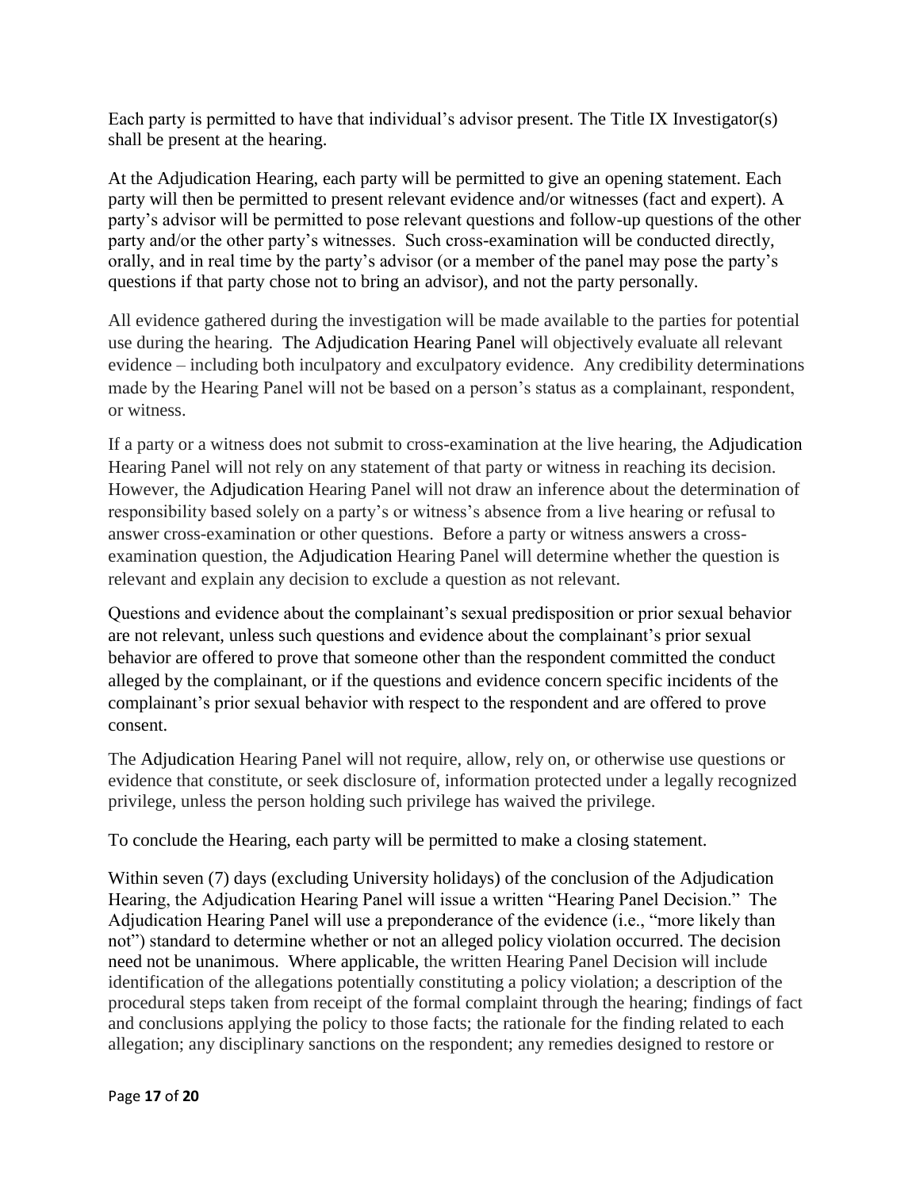Each party is permitted to have that individual's advisor present. The Title IX Investigator(s) shall be present at the hearing.

At the Adjudication Hearing, each party will be permitted to give an opening statement. Each party will then be permitted to present relevant evidence and/or witnesses (fact and expert). A party's advisor will be permitted to pose relevant questions and follow-up questions of the other party and/or the other party's witnesses. Such cross-examination will be conducted directly, orally, and in real time by the party's advisor (or a member of the panel may pose the party's questions if that party chose not to bring an advisor), and not the party personally.

All evidence gathered during the investigation will be made available to the parties for potential use during the hearing. The Adjudication Hearing Panel will objectively evaluate all relevant evidence – including both inculpatory and exculpatory evidence. Any credibility determinations made by the Hearing Panel will not be based on a person's status as a complainant, respondent, or witness.

If a party or a witness does not submit to cross-examination at the live hearing, the Adjudication Hearing Panel will not rely on any statement of that party or witness in reaching its decision. However, the Adjudication Hearing Panel will not draw an inference about the determination of responsibility based solely on a party's or witness's absence from a live hearing or refusal to answer cross-examination or other questions. Before a party or witness answers a cross-examination question, the Adjudication Hearing Panel will determine whether the question is relevant and explain any decision to exclude a question as not relevant.

Questions and evidence about the complainant's sexual predisposition or prior sexual behavior are not relevant, unless such questions and evidence about the complainant's prior sexual behavior are offered to prove that someone other than the respondent committed the conduct alleged by the complainant, or if the questions and evidence concern specific incidents of the complainant's prior sexual behavior with respect to the respondent and are offered to prove consent.

The Adjudication Hearing Panel will not require, allow, rely on, or otherwise use questions or evidence that constitute, or seek disclosure of, information protected under a legally recognized privilege, unless the person holding such privilege has waived the privilege.

To conclude the Hearing, each party will be permitted to make a closing statement.

Within seven (7) days (excluding University holidays) of the conclusion of the Adjudication Hearing, the Adjudication Hearing Panel will issue a written "Hearing Panel Decision." The Adjudication Hearing Panel will use a preponderance of the evidence (i.e., "more likely than not") standard to determine whether or not an alleged policy violation occurred. The decision need not be unanimous. Where applicable, the written Hearing Panel Decision will include identification of the allegations potentially constituting a policy violation; a description of the procedural steps taken from receipt of the formal complaint through the hearing; findings of fact and conclusions applying the policy to those facts; the rationale for the finding related to each allegation; any disciplinary sanctions on the respondent; any remedies designed to restore or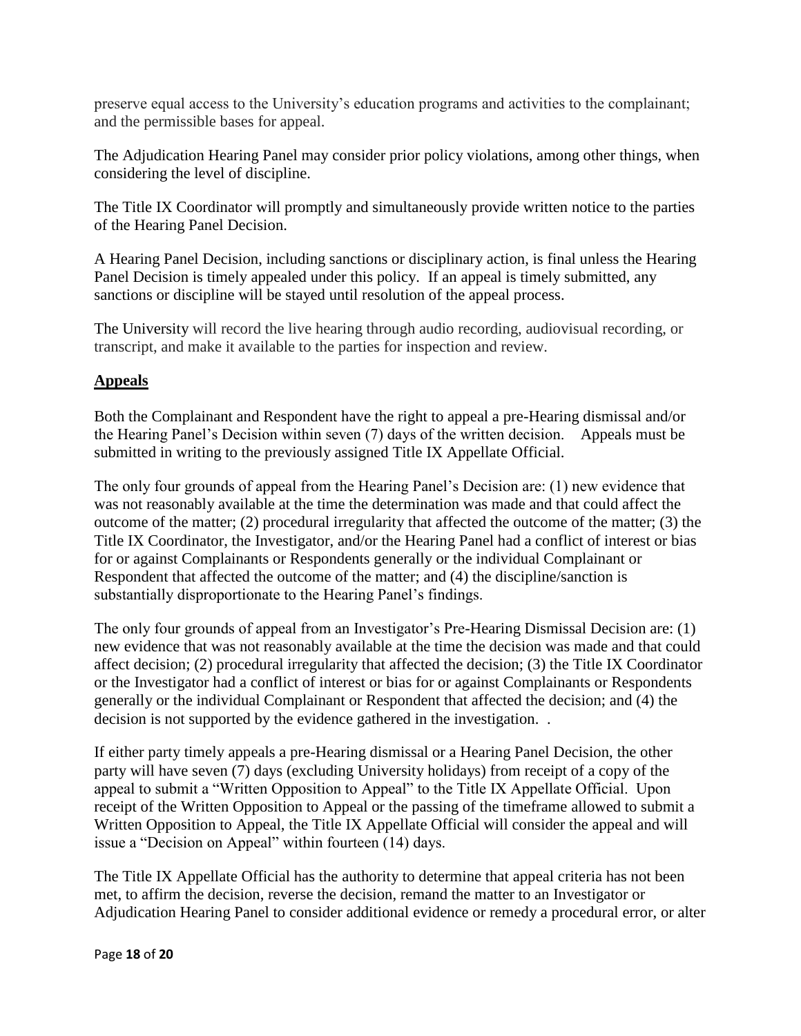preserve equal access to the University's education programs and activities to the complainant; and the permissible bases for appeal.

The Adjudication Hearing Panel may consider prior policy violations, among other things, when considering the level of discipline.

The Title IX Coordinator will promptly and simultaneously provide written notice to the parties of the Hearing Panel Decision.

A Hearing Panel Decision, including sanctions or disciplinary action, is final unless the Hearing Panel Decision is timely appealed under this policy. If an appeal is timely submitted, any sanctions or discipline will be stayed until resolution of the appeal process.

The University will record the live hearing through audio recording, audiovisual recording, or transcript, and make it available to the parties for inspection and review.

## Appeals

Both the Complainant and Respondent have the right to appeal a pre-Hearing dismissal and/or the Hearing Panel's Decision within seven (7) days of the written decision. Appeals must be submitted in writing to the previously assigned Title IX Appellate Official.

The only four grounds of appeal from the Hearing Panel's Decision are: (1) new evidence that was not reasonably available at the time the determination was made and that could affect the outcome of the matter; (2) procedural irregularity that affected the outcome of the matter; (3) the Title IX Coordinator, the Investigator, and/or the Hearing Panel had a conflict of interest or bias for or against Complainants or Respondents generally or the individual Complainant or Respondent that affected the outcome of the matter; and (4) the discipline/sanction is substantially disproportionate to the Hearing Panel's findings.

The only four grounds of appeal from an Investigator's Pre-Hearing Dismissal Decision are: (1) new evidence that was not reasonably available at the time the decision was made and that could affect decision; (2) procedural irregularity that affected the decision; (3) the Title IX Coordinator or the Investigator had a conflict of interest or bias for or against Complainants or Respondents generally or the individual Complainant or Respondent that affected the decision; and (4) the decision is not supported by the evidence gathered in the investigation. .

If either party timely appeals a pre-Hearing dismissal or a Hearing Panel Decision, the other party will have seven (7) days (excluding University holidays) from receipt of a copy of the appeal to submit a "Written Opposition to Appeal" to the Title IX Appellate Official. Upon receipt of the Written Opposition to Appeal or the passing of the timeframe allowed to submit a Written Opposition to Appeal, the Title IX Appellate Official will consider the appeal and will issue a "Decision on Appeal" within fourteen (14) days.

The Title IX Appellate Official has the authority to determine that appeal criteria has not been met, to affirm the decision, reverse the decision, remand the matter to an Investigator or Adjudication Hearing Panel to consider additional evidence or remedy a procedural error, or alter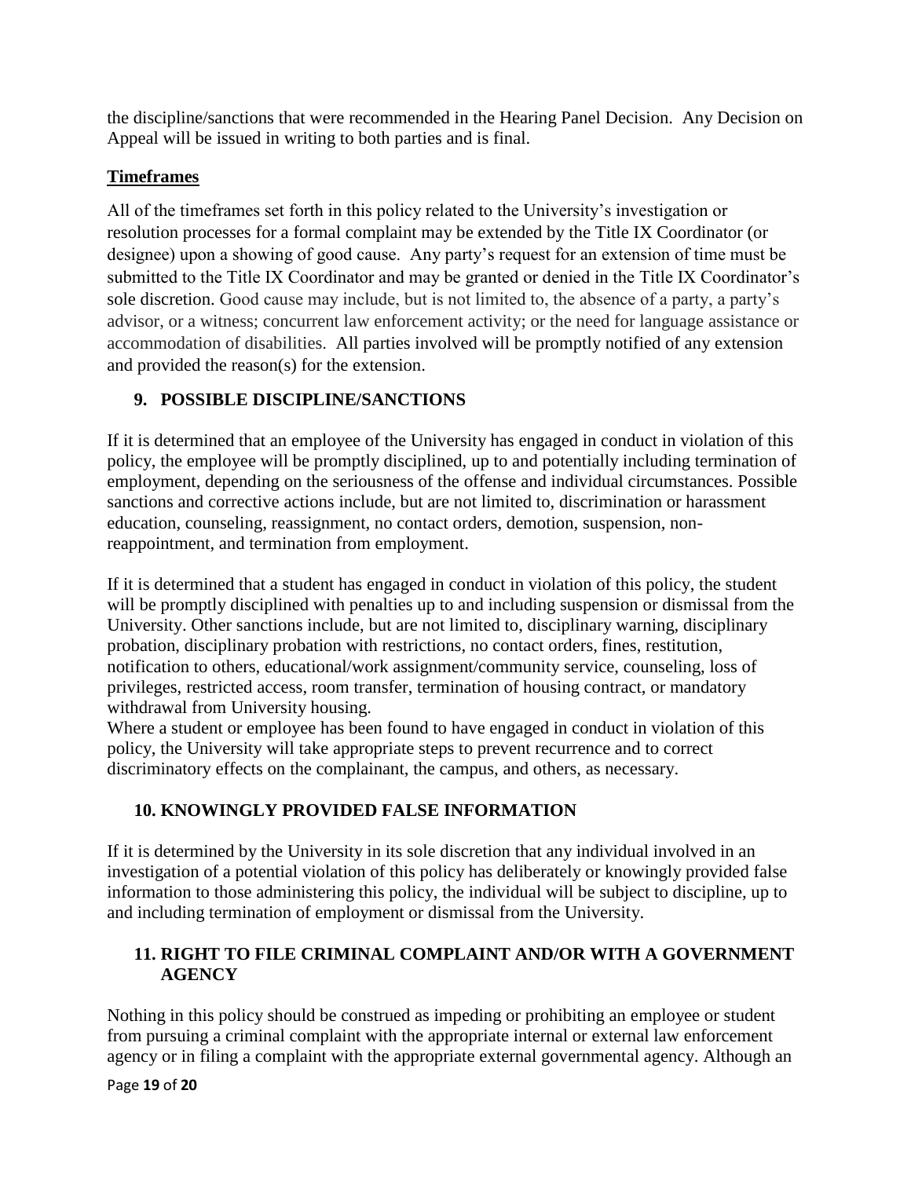the discipline/sanctions that were recommended in the Hearing Panel Decision. Any Decision on Appeal will be issued in writing to both parties and is final.

**Timeframes**

All of the timeframes set forth in this policy related to the University's investigation or resolution processes for a formal complaint may be extended by the Title IX Coordinator (or designee) upon a showing of good cause. Any party's request for an extension of time must be submitted to the Title IX Coordinator and may be granted or denied in the Title IX Coordinator's sole discretion. Good cause may include, but is not limited to, the absence of a party, a party's advisor, or a witness; concurrent law enforcement activity; or the need for language assistance or accommodation of disabilities. All parties involved will be promptly notified of any extension and provided the reason(s) for the extension.

## 9. POSSIBLE DISCIPLINE/SANCTIONS

If it is determined that an employee of the University has engaged in conduct in violation of this policy, the employee will be promptly disciplined, up to and potentially including termination of employment, depending on the seriousness of the offense and individual circumstances. Possible sanctions and corrective actions include, but are not limited to, discrimination or harassment education, counseling, reassignment, no contact orders, demotion, suspension, non-reappointment, and termination from employment.

If it is determined that a student has engaged in conduct in violation of this policy, the student will be promptly disciplined with penalties up to and including suspension or dismissal from the University. Other sanctions include, but are not limited to, disciplinary warning, disciplinary probation, disciplinary probation with restrictions, no contact orders, fines, restitution, notification to others, educational/work assignment/community service, counseling, loss of privileges, restricted access, room transfer, termination of housing contract, or mandatory withdrawal from University housing.

Where a student or employee has been found to have engaged in conduct in violation of this policy, the University will take appropriate steps to prevent recurrence and to correct discriminatory effects on the complainant, the campus, and others, as necessary.

## 10. KNOWINGLY PROVIDED FALSE INFORMATION

If it is determined by the University in its sole discretion that any individual involved in an investigation of a potential violation of this policy has deliberately or knowingly provided false information to those administering this policy, the individual will be subject to discipline, up to and including termination of employment or dismissal from the University.

## 11. RIGHT TO FILE CRIMINAL COMPLAINT AND/OR WITH A GOVERNMENT AGENCY

Nothing in this policy should be construed as impeding or prohibiting an employee or student from pursuing a criminal complaint with the appropriate internal or external law enforcement agency or in filing a complaint with the appropriate external governmental agency. Although an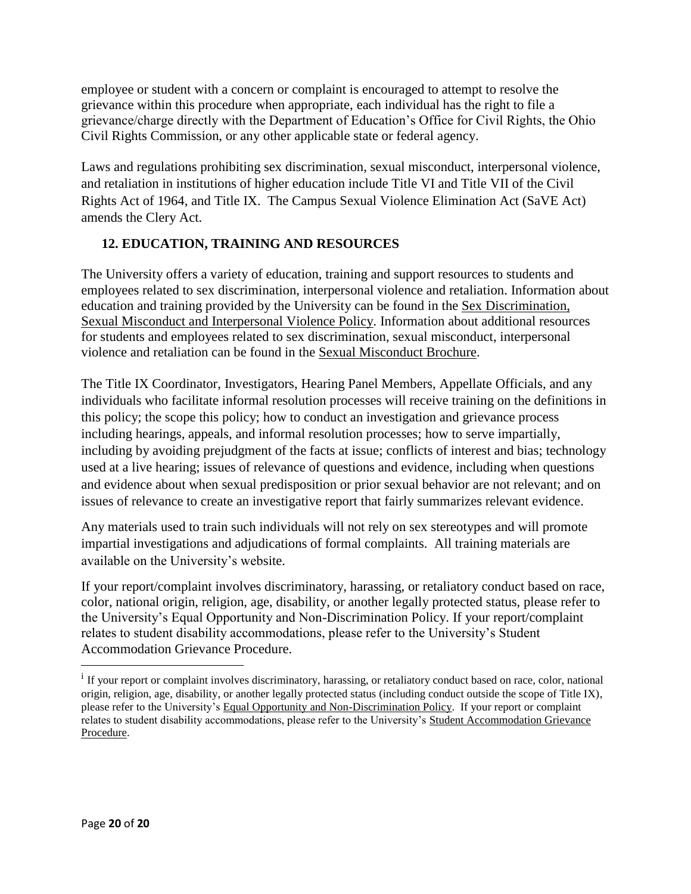employee or student with a concern or complaint is encouraged to attempt to resolve the grievance within this procedure when appropriate, each individual has the right to file a grievance/charge directly with the Department of Education's Office for Civil Rights, the Ohio Civil Rights Commission, or any other applicable state or federal agency.

Laws and regulations prohibiting sex discrimination, sexual misconduct, interpersonal violence, and retaliation in institutions of higher education include Title VI and Title VII of the Civil Rights Act of 1964, and Title IX. The Campus Sexual Violence Elimination Act (SaVE Act) amends the Clery Act.

## 12. EDUCATION, TRAINING AND RESOURCES

The University offers a variety of education, training and support resources to students and employees related to sex discrimination, interpersonal violence and retaliation. Information about education and training provided by the University can be found in the Sex Discrimination, Sexual Misconduct and Interpersonal Violence Policy. Information about additional resources for students and employees related to sex discrimination, sexual misconduct, interpersonal violence and retaliation can be found in the Sexual Misconduct Brochure.

The Title IX Coordinator, Investigators, Hearing Panel Members, Appellate Officials, and any individuals who facilitate informal resolution processes will receive training on the definitions in this policy; the scope this policy; how to conduct an investigation and grievance process including hearings, appeals, and informal resolution processes; how to serve impartially, including by avoiding prejudgment of the facts at issue; conflicts of interest and bias; technology used at a live hearing; issues of relevance of questions and evidence, including when questions and evidence about when sexual predisposition or prior sexual behavior are not relevant; and on issues of relevance to create an investigative report that fairly summarizes relevant evidence.

Any materials used to train such individuals will not rely on sex stereotypes and will promote impartial investigations and adjudications of formal complaints. All training materials are available on the University's website.

If your report/complaint involves discriminatory, harassing, or retaliatory conduct based on race, color, national origin, religion, age, disability, or another legally protected status, please refer to the University's Equal Opportunity and Non-Discrimination Policy. If your report/complaint relates to student disability accommodations, please refer to the University's Student Accommodation Grievance Procedure.

---

[i] If your report or complaint involves discriminatory, harassing, or retaliatory conduct based on race, color, national origin, religion, age, disability, or another legally protected status (including conduct outside the scope of Title IX), please refer to the University's Equal Opportunity and Non-Discrimination Policy. If your report or complaint relates to student disability accommodations, please refer to the University's Student Accommodation Grievance Procedure.